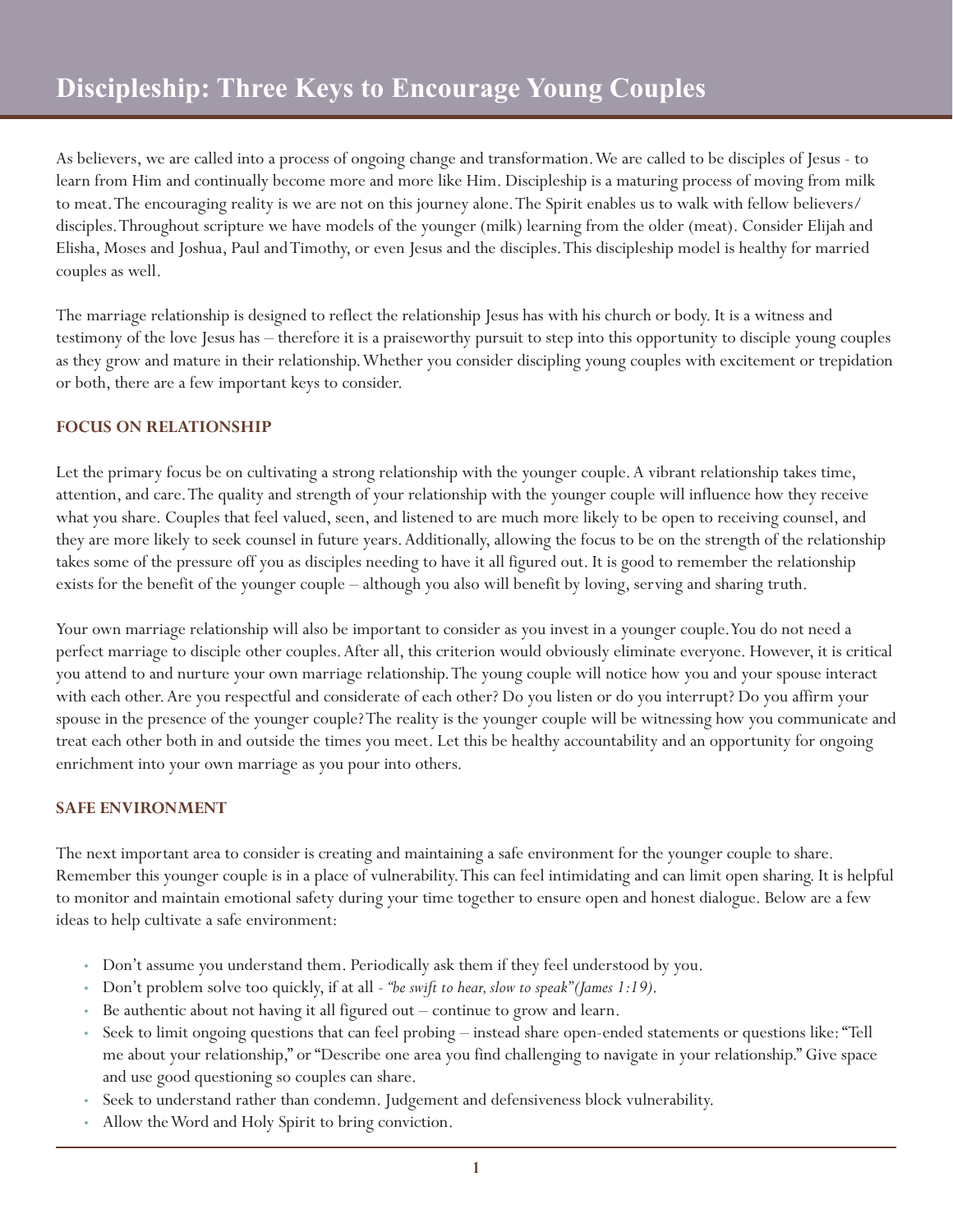# Discipleship: Three Keys to Encourage Young Couples

As believers, we are called into a process of ongoing change and transformation. We are called to be disciples of Jesus - to learn from Him and continually become more and more like Him. Discipleship is a maturing process of moving from milk to meat. The encouraging reality is we are not on this journey alone. The Spirit enables us to walk with fellow believers/disciples. Throughout scripture we have models of the younger (milk) learning from the older (meat). Consider Elijah and Elisha, Moses and Joshua, Paul and Timothy, or even Jesus and the disciples. This discipleship model is healthy for married couples as well.

The marriage relationship is designed to reflect the relationship Jesus has with his church or body. It is a witness and testimony of the love Jesus has – therefore it is a praiseworthy pursuit to step into this opportunity to disciple young couples as they grow and mature in their relationship. Whether you consider discipling young couples with excitement or trepidation or both, there are a few important keys to consider.

### FOCUS ON RELATIONSHIP

Let the primary focus be on cultivating a strong relationship with the younger couple. A vibrant relationship takes time, attention, and care. The quality and strength of your relationship with the younger couple will influence how they receive what you share. Couples that feel valued, seen, and listened to are much more likely to be open to receiving counsel, and they are more likely to seek counsel in future years. Additionally, allowing the focus to be on the strength of the relationship takes some of the pressure off you as disciples needing to have it all figured out. It is good to remember the relationship exists for the benefit of the younger couple – although you also will benefit by loving, serving and sharing truth.

Your own marriage relationship will also be important to consider as you invest in a younger couple. You do not need a perfect marriage to disciple other couples. After all, this criterion would obviously eliminate everyone. However, it is critical you attend to and nurture your own marriage relationship. The young couple will notice how you and your spouse interact with each other. Are you respectful and considerate of each other? Do you listen or do you interrupt? Do you affirm your spouse in the presence of the younger couple? The reality is the younger couple will be witnessing how you communicate and treat each other both in and outside the times you meet. Let this be healthy accountability and an opportunity for ongoing enrichment into your own marriage as you pour into others.

### SAFE ENVIRONMENT

The next important area to consider is creating and maintaining a safe environment for the younger couple to share. Remember this younger couple is in a place of vulnerability. This can feel intimidating and can limit open sharing. It is helpful to monitor and maintain emotional safety during your time together to ensure open and honest dialogue. Below are a few ideas to help cultivate a safe environment:

- Don't assume you understand them. Periodically ask them if they feel understood by you.
- Don't problem solve too quickly, if at all - *"be swift to hear, slow to speak"(James 1:19)*.
- Be authentic about not having it all figured out – continue to grow and learn.
- Seek to limit ongoing questions that can feel probing – instead share open-ended statements or questions like: "Tell me about your relationship," or "Describe one area you find challenging to navigate in your relationship." Give space and use good questioning so couples can share.
- Seek to understand rather than condemn. Judgement and defensiveness block vulnerability.
- Allow the Word and Holy Spirit to bring conviction.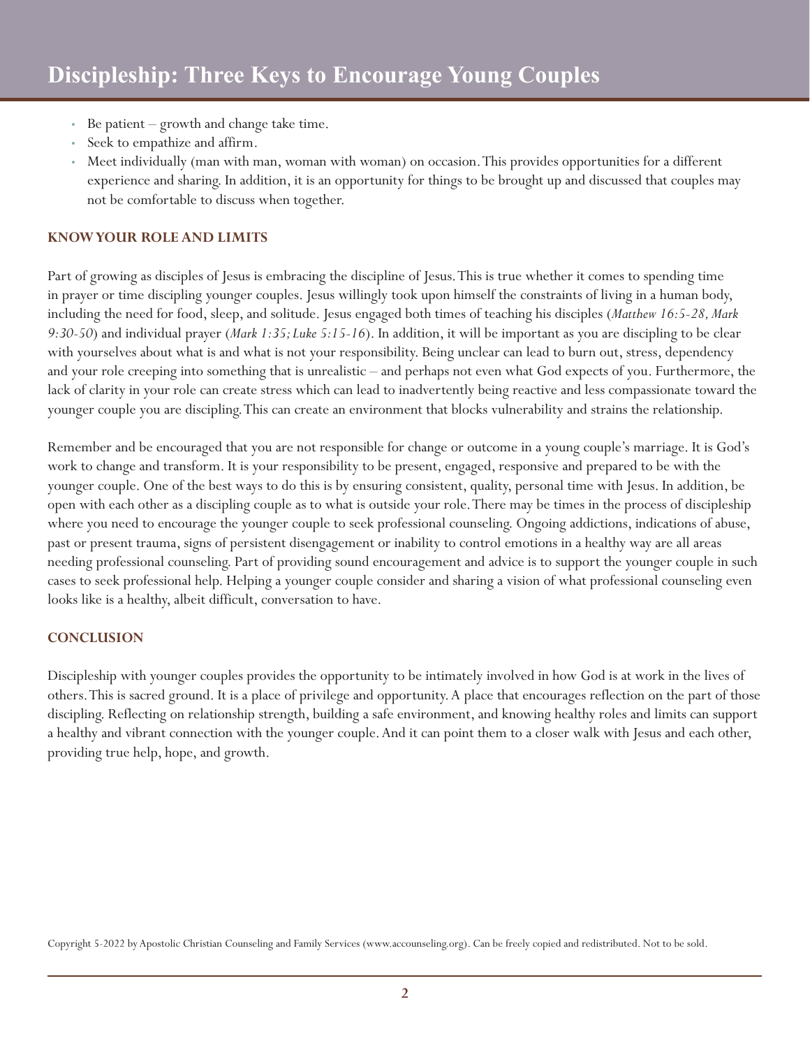- Be patient – growth and change take time.
- Seek to empathize and affirm.
- Meet individually (man with man, woman with woman) on occasion. This provides opportunities for a different experience and sharing. In addition, it is an opportunity for things to be brought up and discussed that couples may not be comfortable to discuss when together.

## KNOW YOUR ROLE AND LIMITS

Part of growing as disciples of Jesus is embracing the discipline of Jesus. This is true whether it comes to spending time in prayer or time discipling younger couples. Jesus willingly took upon himself the constraints of living in a human body, including the need for food, sleep, and solitude. Jesus engaged both times of teaching his disciples (*Matthew 16:5-28, Mark 9:30-50*) and individual prayer (*Mark 1:35; Luke 5:15-16*). In addition, it will be important as you are discipling to be clear with yourselves about what is and what is not your responsibility. Being unclear can lead to burn out, stress, dependency and your role creeping into something that is unrealistic – and perhaps not even what God expects of you. Furthermore, the lack of clarity in your role can create stress which can lead to inadvertently being reactive and less compassionate toward the younger couple you are discipling. This can create an environment that blocks vulnerability and strains the relationship.

Remember and be encouraged that you are not responsible for change or outcome in a young couple's marriage. It is God's work to change and transform. It is your responsibility to be present, engaged, responsive and prepared to be with the younger couple. One of the best ways to do this is by ensuring consistent, quality, personal time with Jesus. In addition, be open with each other as a discipling couple as to what is outside your role. There may be times in the process of discipleship where you need to encourage the younger couple to seek professional counseling. Ongoing addictions, indications of abuse, past or present trauma, signs of persistent disengagement or inability to control emotions in a healthy way are all areas needing professional counseling. Part of providing sound encouragement and advice is to support the younger couple in such cases to seek professional help. Helping a younger couple consider and sharing a vision of what professional counseling even looks like is a healthy, albeit difficult, conversation to have.

## CONCLUSION

Discipleship with younger couples provides the opportunity to be intimately involved in how God is at work in the lives of others. This is sacred ground. It is a place of privilege and opportunity. A place that encourages reflection on the part of those discipling. Reflecting on relationship strength, building a safe environment, and knowing healthy roles and limits can support a healthy and vibrant connection with the younger couple. And it can point them to a closer walk with Jesus and each other, providing true help, hope, and growth.

Copyright 5-2022 by Apostolic Christian Counseling and Family Services (www.accounseling.org). Can be freely copied and redistributed. Not to be sold.